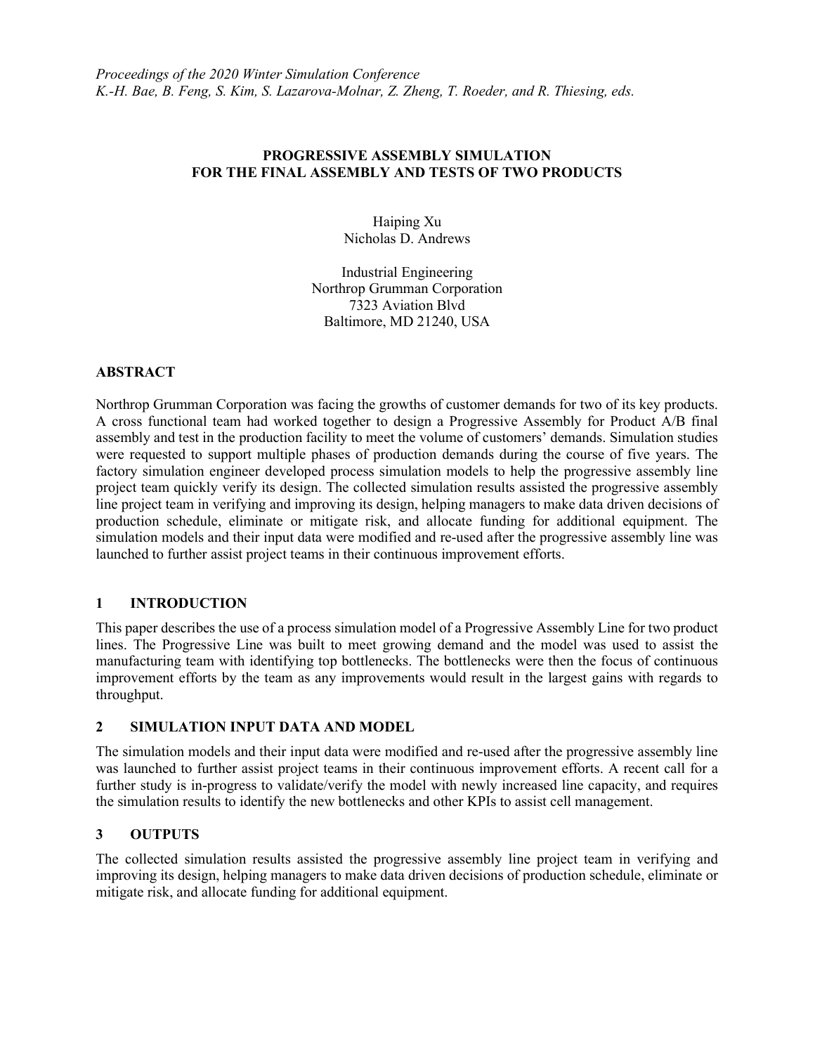*Proceedings of the 2020 Winter Simulation Conference*
*K.-H. Bae, B. Feng, S. Kim, S. Lazarova-Molnar, Z. Zheng, T. Roeder, and R. Thiesing, eds.*

# PROGRESSIVE ASSEMBLY SIMULATION FOR THE FINAL ASSEMBLY AND TESTS OF TWO PRODUCTS

Haiping Xu
Nicholas D. Andrews

Industrial Engineering
Northrop Grumman Corporation
7323 Aviation Blvd
Baltimore, MD 21240, USA

## ABSTRACT

Northrop Grumman Corporation was facing the growths of customer demands for two of its key products. A cross functional team had worked together to design a Progressive Assembly for Product A/B final assembly and test in the production facility to meet the volume of customers' demands. Simulation studies were requested to support multiple phases of production demands during the course of five years. The factory simulation engineer developed process simulation models to help the progressive assembly line project team quickly verify its design. The collected simulation results assisted the progressive assembly line project team in verifying and improving its design, helping managers to make data driven decisions of production schedule, eliminate or mitigate risk, and allocate funding for additional equipment. The simulation models and their input data were modified and re-used after the progressive assembly line was launched to further assist project teams in their continuous improvement efforts.

## 1 INTRODUCTION

This paper describes the use of a process simulation model of a Progressive Assembly Line for two product lines. The Progressive Line was built to meet growing demand and the model was used to assist the manufacturing team with identifying top bottlenecks. The bottlenecks were then the focus of continuous improvement efforts by the team as any improvements would result in the largest gains with regards to throughput.

## 2 SIMULATION INPUT DATA AND MODEL

The simulation models and their input data were modified and re-used after the progressive assembly line was launched to further assist project teams in their continuous improvement efforts. A recent call for a further study is in-progress to validate/verify the model with newly increased line capacity, and requires the simulation results to identify the new bottlenecks and other KPIs to assist cell management.

## 3 OUTPUTS

The collected simulation results assisted the progressive assembly line project team in verifying and improving its design, helping managers to make data driven decisions of production schedule, eliminate or mitigate risk, and allocate funding for additional equipment.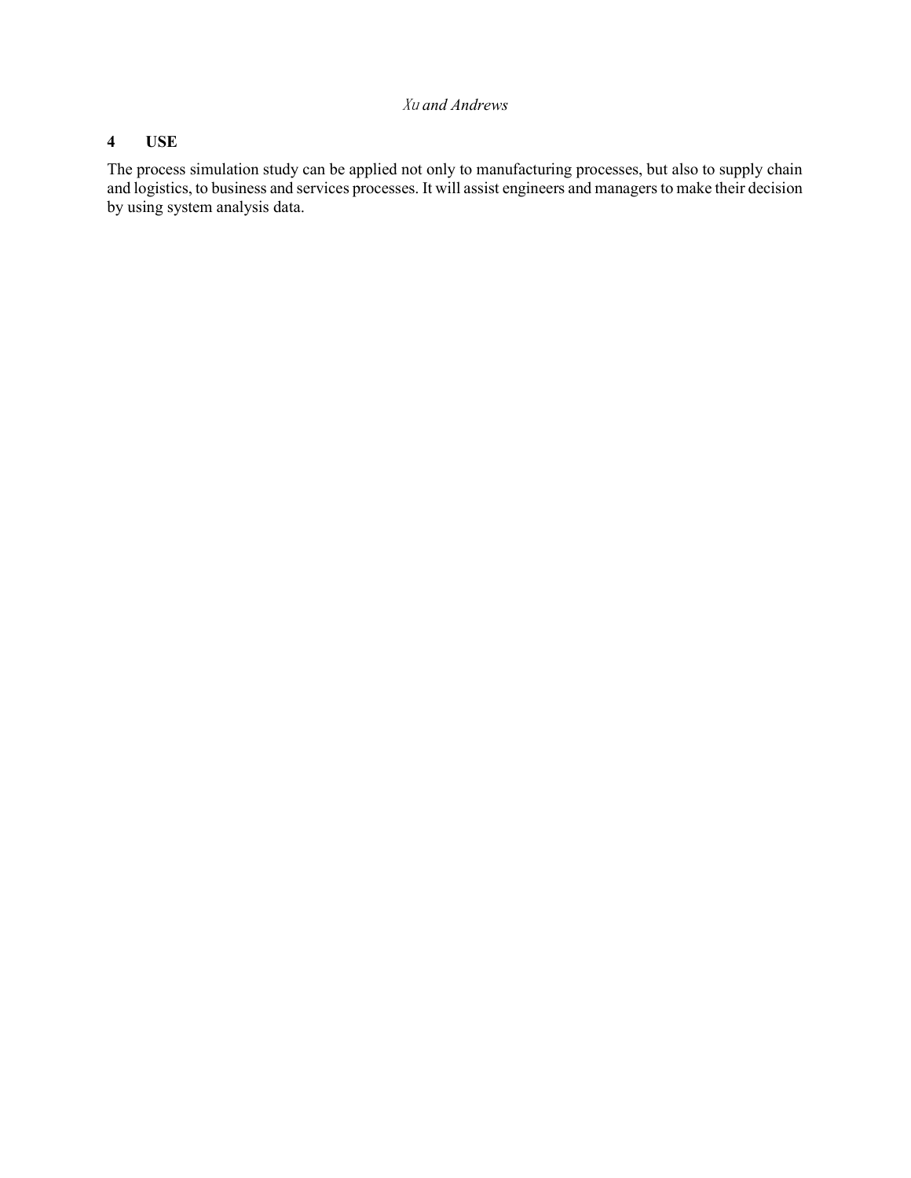## 4 USE

The process simulation study can be applied not only to manufacturing processes, but also to supply chain and logistics, to business and services processes. It will assist engineers and managers to make their decision by using system analysis data.